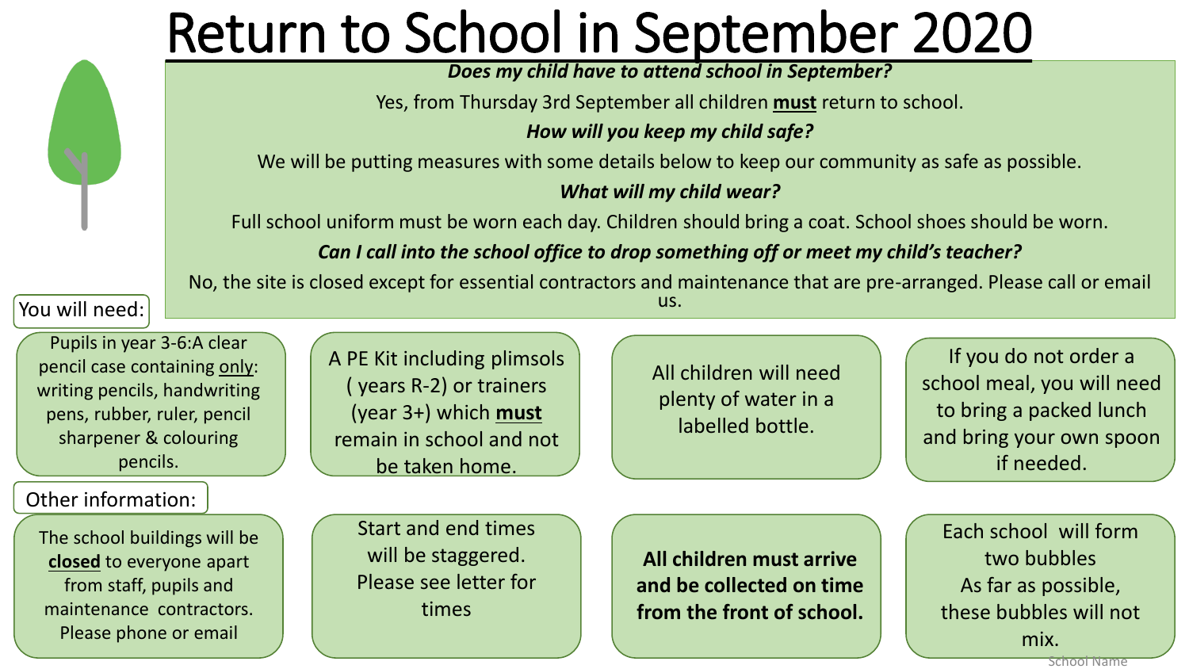# Return to School in September 2020

***Does my child have to attend school in September?***

Yes, from Thursday 3rd September all children **must** return to school.

***How will you keep my child safe?***

We will be putting measures with some details below to keep our community as safe as possible.

***What will my child wear?***

Full school uniform must be worn each day. Children should bring a coat. School shoes should be worn.

***Can I call into the school office to drop something off or meet my child's teacher?***

No, the site is closed except for essential contractors and maintenance that are pre-arranged. Please call or email us.

## You will need:

- Pupils in year 3-6: A clear pencil case containing only: writing pencils, handwriting pens, rubber, ruler, pencil sharpener & colouring pencils.
- A PE Kit including plimsols ( years R-2) or trainers (year 3+) which **must** remain in school and not be taken home.
- All children will need plenty of water in a labelled bottle.
- If you do not order a school meal, you will need to bring a packed lunch and bring your own spoon if needed.

## Other information:

- The school buildings will be **closed** to everyone apart from staff, pupils and maintenance contractors. Please phone or email
- Start and end times will be staggered. Please see letter for times
- **All children must arrive and be collected on time from the front of school.**
- Each school will form two bubbles. As far as possible, these bubbles will not mix.

School Name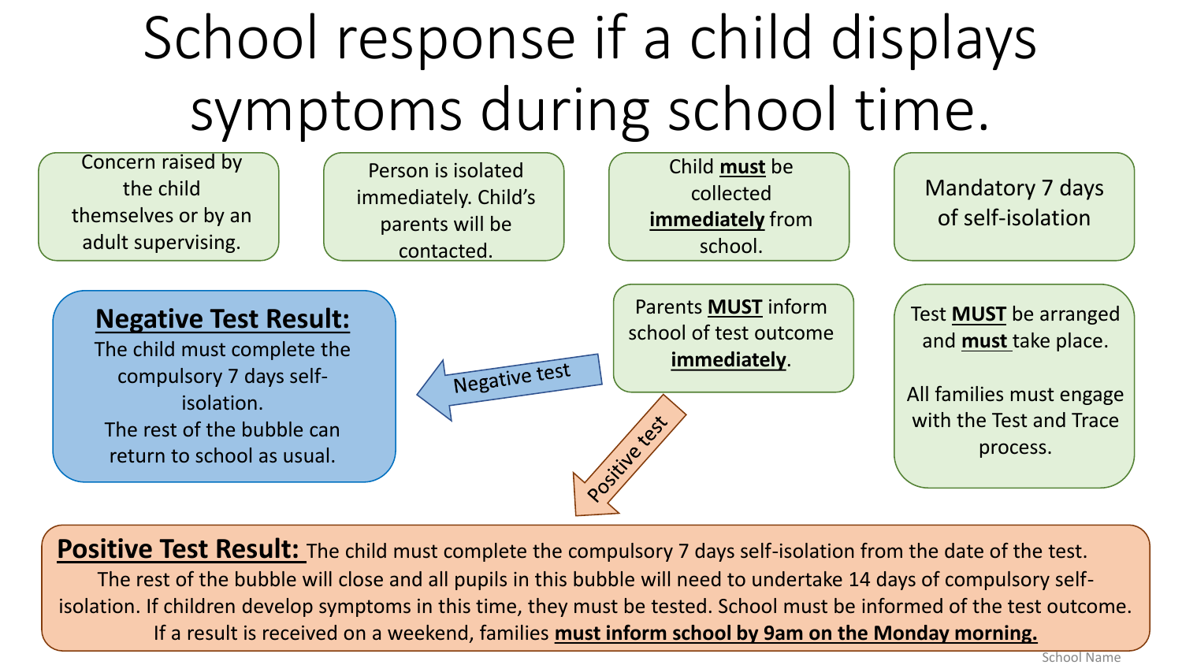# School response if a child displays symptoms during school time.

Concern raised by the child themselves or by an adult supervising.

Person is isolated immediately. Child's parents will be contacted.

Child **must** be collected **immediately** from school.

Mandatory 7 days of self-isolation

Test **MUST** be arranged and **must** take place.

All families must engage with the Test and Trace process.

Parents **MUST** inform school of test outcome **immediately**.

Negative test

**Negative Test Result:**
The child must complete the compulsory 7 days self-isolation.
The rest of the bubble can return to school as usual.

Positive test

**Positive Test Result:** The child must complete the compulsory 7 days self-isolation from the date of the test. The rest of the bubble will close and all pupils in this bubble will need to undertake 14 days of compulsory self-isolation. If children develop symptoms in this time, they must be tested. School must be informed of the test outcome. If a result is received on a weekend, families **must inform school by 9am on the Monday morning.**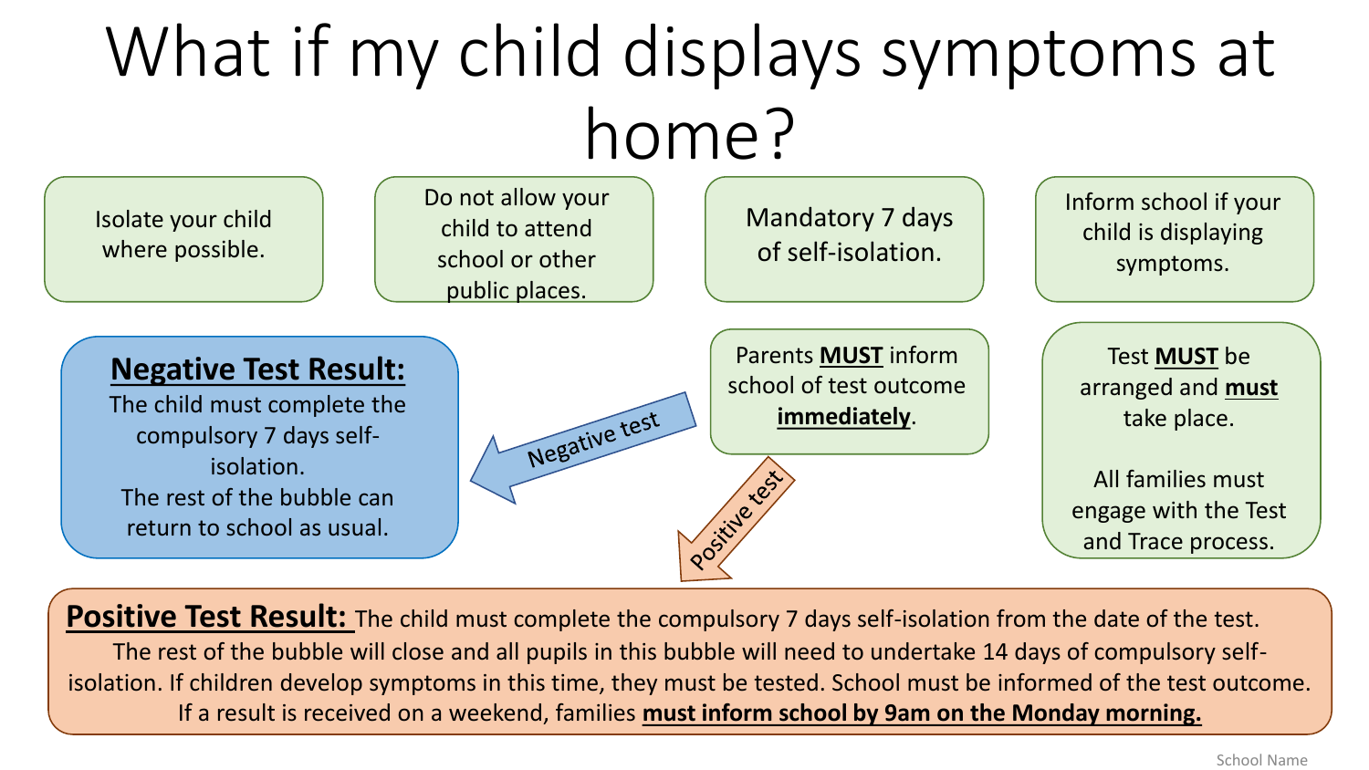# What if my child displays symptoms at home?

Isolate your child where possible.

Do not allow your child to attend school or other public places.

Mandatory 7 days of self-isolation.

Inform school if your child is displaying symptoms.

Test **MUST** be arranged and **must** take place.

All families must engage with the Test and Trace process.

Parents **MUST** inform school of test outcome **immediately**.

Negative test

**Negative Test Result:**
The child must complete the compulsory 7 days self-isolation.
The rest of the bubble can return to school as usual.

Positive test

**Positive Test Result:** The child must complete the compulsory 7 days self-isolation from the date of the test. The rest of the bubble will close and all pupils in this bubble will need to undertake 14 days of compulsory self-isolation. If children develop symptoms in this time, they must be tested. School must be informed of the test outcome. If a result is received on a weekend, families **must inform school by 9am on the Monday morning.**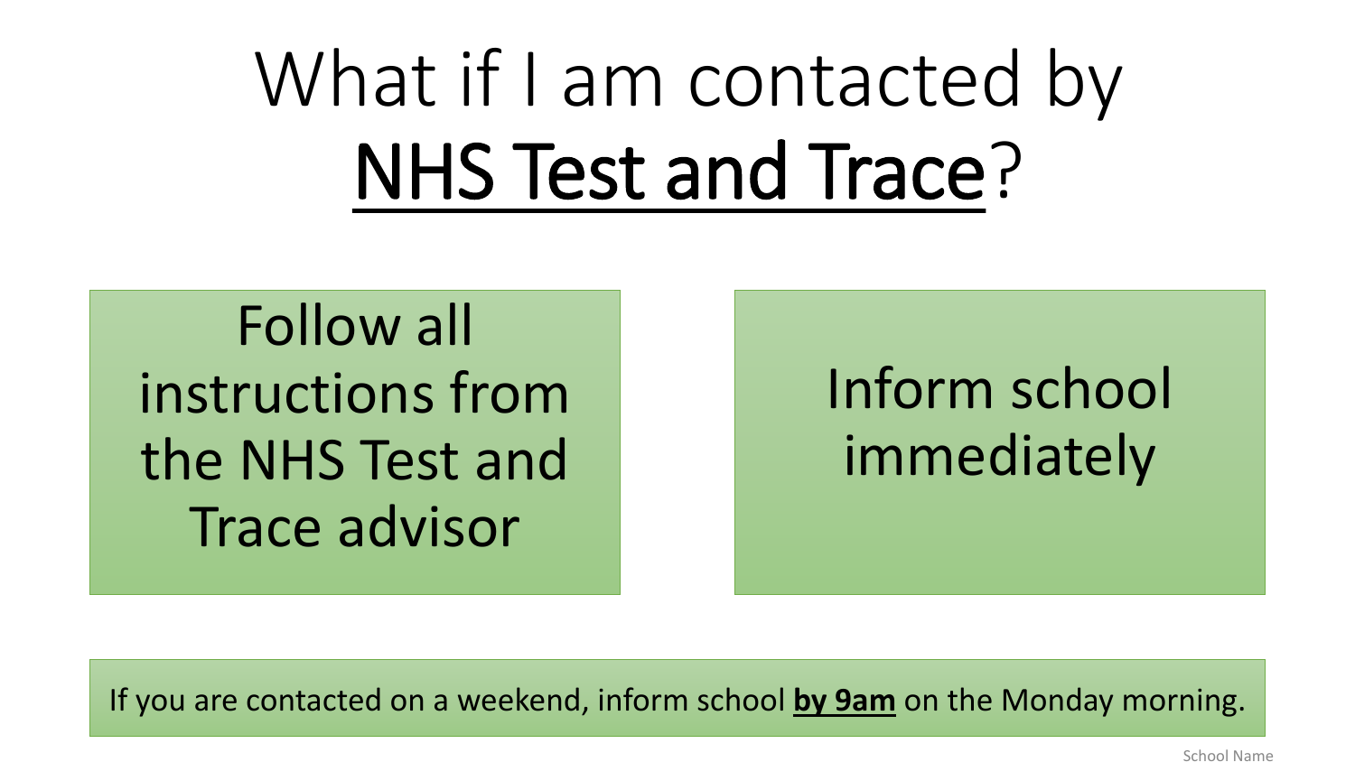# What if I am contacted by <u>NHS Test and Trace</u>?

Follow all instructions from the NHS Test and Trace advisor

Inform school immediately

If you are contacted on a weekend, inform school **<u>by 9am</u>** on the Monday morning.

School Name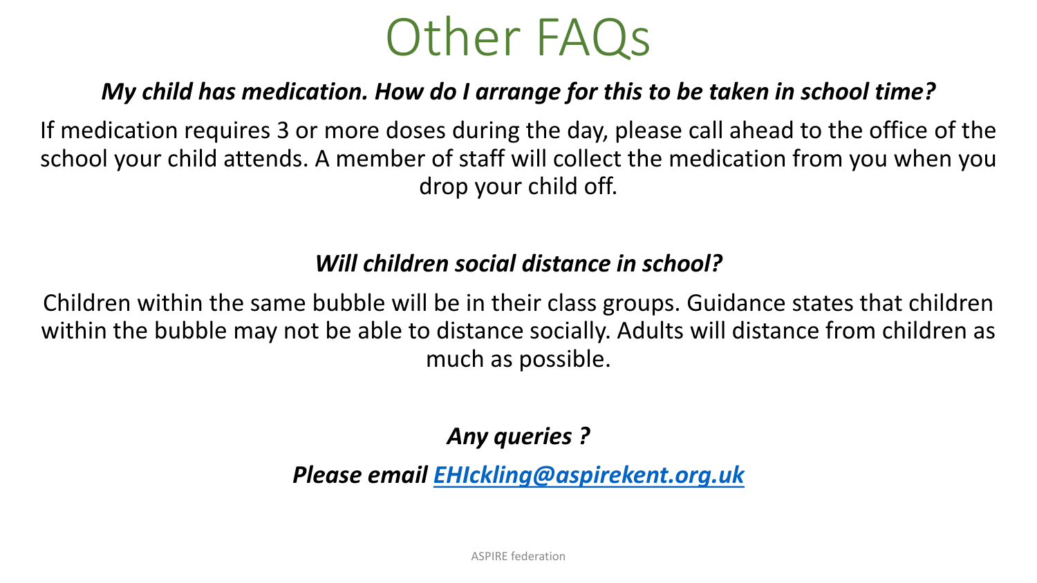# Other FAQs

***My child has medication. How do I arrange for this to be taken in school time?***

If medication requires 3 or more doses during the day, please call ahead to the office of the school your child attends. A member of staff will collect the medication from you when you drop your child off.

***Will children social distance in school?***

Children within the same bubble will be in their class groups. Guidance states that children within the bubble may not be able to distance socially. Adults will distance from children as much as possible.

***Any queries ?***

***Please email [EHIckling@aspirekent.org.uk](mailto:EHIckling@aspirekent.org.uk)***